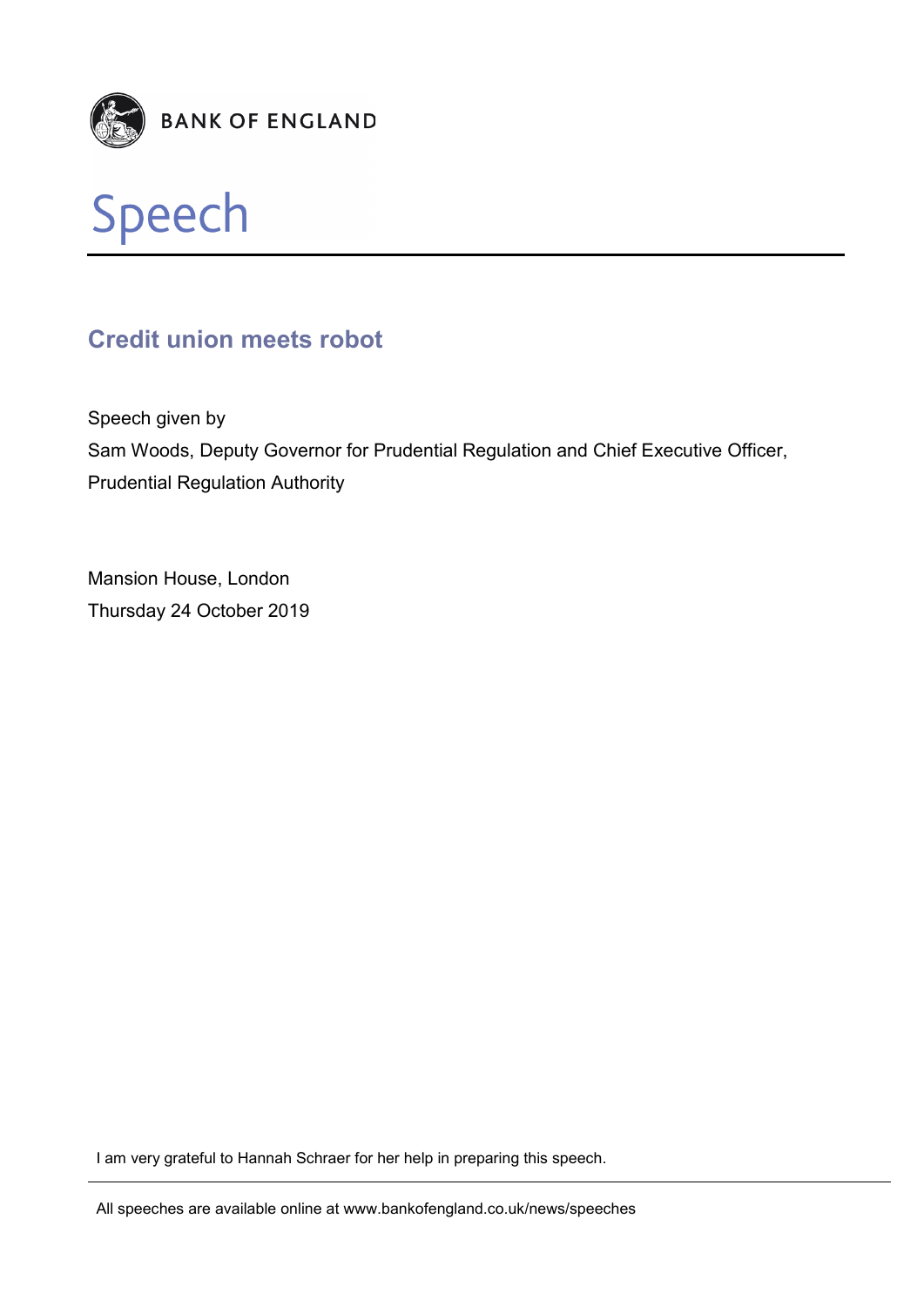BANK OF ENGLAND

# Speech

## Credit union meets robot

Speech given by
Sam Woods, Deputy Governor for Prudential Regulation and Chief Executive Officer, Prudential Regulation Authority

Mansion House, London
Thursday 24 October 2019

I am very grateful to Hannah Schraer for her help in preparing this speech.

All speeches are available online at www.bankofengland.co.uk/news/speeches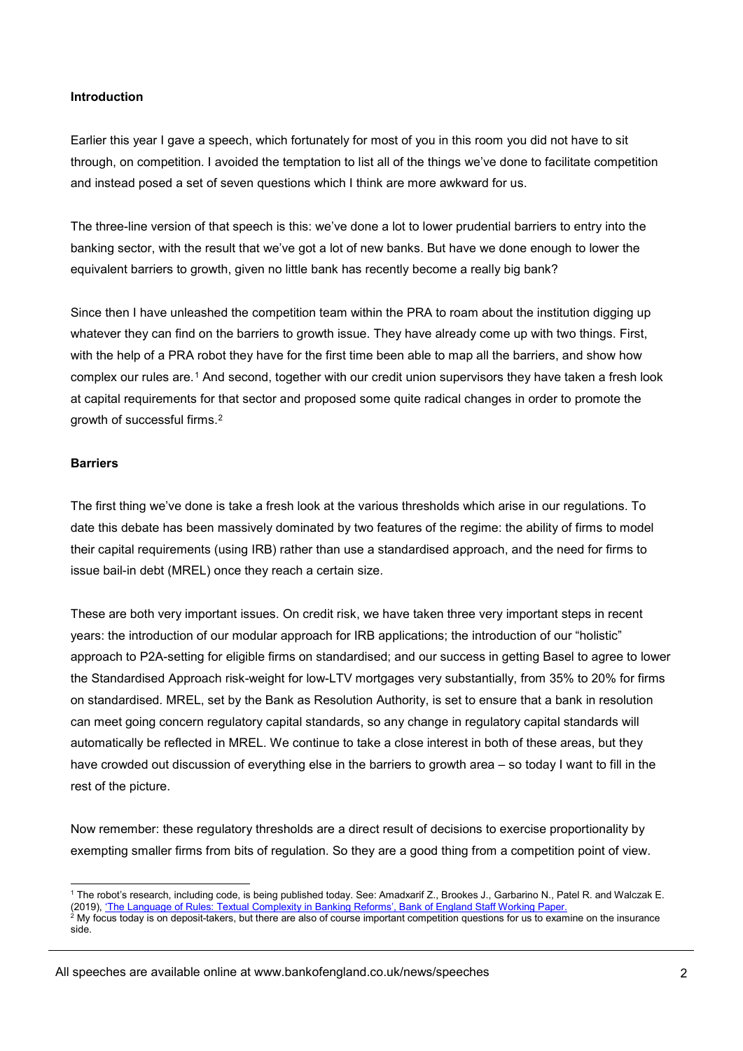**Introduction**

Earlier this year I gave a speech, which fortunately for most of you in this room you did not have to sit through, on competition. I avoided the temptation to list all of the things we've done to facilitate competition and instead posed a set of seven questions which I think are more awkward for us.

The three-line version of that speech is this: we've done a lot to lower prudential barriers to entry into the banking sector, with the result that we've got a lot of new banks. But have we done enough to lower the equivalent barriers to growth, given no little bank has recently become a really big bank?

Since then I have unleashed the competition team within the PRA to roam about the institution digging up whatever they can find on the barriers to growth issue. They have already come up with two things. First, with the help of a PRA robot they have for the first time been able to map all the barriers, and show how complex our rules are.[1] And second, together with our credit union supervisors they have taken a fresh look at capital requirements for that sector and proposed some quite radical changes in order to promote the growth of successful firms.[2]

**Barriers**

The first thing we've done is take a fresh look at the various thresholds which arise in our regulations. To date this debate has been massively dominated by two features of the regime: the ability of firms to model their capital requirements (using IRB) rather than use a standardised approach, and the need for firms to issue bail-in debt (MREL) once they reach a certain size.

These are both very important issues. On credit risk, we have taken three very important steps in recent years: the introduction of our modular approach for IRB applications; the introduction of our "holistic" approach to P2A-setting for eligible firms on standardised; and our success in getting Basel to agree to lower the Standardised Approach risk-weight for low-LTV mortgages very substantially, from 35% to 20% for firms on standardised. MREL, set by the Bank as Resolution Authority, is set to ensure that a bank in resolution can meet going concern regulatory capital standards, so any change in regulatory capital standards will automatically be reflected in MREL. We continue to take a close interest in both of these areas, but they have crowded out discussion of everything else in the barriers to growth area – so today I want to fill in the rest of the picture.

Now remember: these regulatory thresholds are a direct result of decisions to exercise proportionality by exempting smaller firms from bits of regulation. So they are a good thing from a competition point of view.

---

[1] The robot's research, including code, is being published today. See: Amadxarif Z., Brookes J., Garbarino N., Patel R. and Walczak E. (2019), 'The Language of Rules: Textual Complexity in Banking Reforms', Bank of England Staff Working Paper.

[2] My focus today is on deposit-takers, but there are also of course important competition questions for us to examine on the insurance side.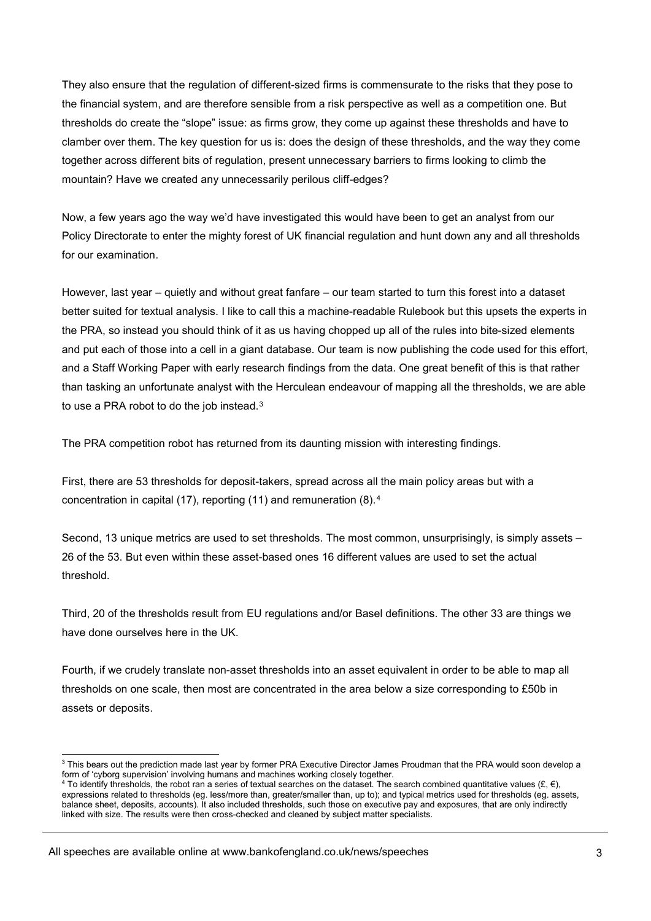They also ensure that the regulation of different-sized firms is commensurate to the risks that they pose to the financial system, and are therefore sensible from a risk perspective as well as a competition one. But thresholds do create the "slope" issue: as firms grow, they come up against these thresholds and have to clamber over them. The key question for us is: does the design of these thresholds, and the way they come together across different bits of regulation, present unnecessary barriers to firms looking to climb the mountain? Have we created any unnecessarily perilous cliff-edges?

Now, a few years ago the way we'd have investigated this would have been to get an analyst from our Policy Directorate to enter the mighty forest of UK financial regulation and hunt down any and all thresholds for our examination.

However, last year – quietly and without great fanfare – our team started to turn this forest into a dataset better suited for textual analysis. I like to call this a machine-readable Rulebook but this upsets the experts in the PRA, so instead you should think of it as us having chopped up all of the rules into bite-sized elements and put each of those into a cell in a giant database. Our team is now publishing the code used for this effort, and a Staff Working Paper with early research findings from the data. One great benefit of this is that rather than tasking an unfortunate analyst with the Herculean endeavour of mapping all the thresholds, we are able to use a PRA robot to do the job instead.[3]

The PRA competition robot has returned from its daunting mission with interesting findings.

First, there are 53 thresholds for deposit-takers, spread across all the main policy areas but with a concentration in capital (17), reporting (11) and remuneration (8).[4]

Second, 13 unique metrics are used to set thresholds. The most common, unsurprisingly, is simply assets – 26 of the 53. But even within these asset-based ones 16 different values are used to set the actual threshold.

Third, 20 of the thresholds result from EU regulations and/or Basel definitions. The other 33 are things we have done ourselves here in the UK.

Fourth, if we crudely translate non-asset thresholds into an asset equivalent in order to be able to map all thresholds on one scale, then most are concentrated in the area below a size corresponding to £50b in assets or deposits.

---

[3] This bears out the prediction made last year by former PRA Executive Director James Proudman that the PRA would soon develop a form of 'cyborg supervision' involving humans and machines working closely together.

[4] To identify thresholds, the robot ran a series of textual searches on the dataset. The search combined quantitative values (£, €), expressions related to thresholds (eg. less/more than, greater/smaller than, up to); and typical metrics used for thresholds (eg. assets, balance sheet, deposits, accounts). It also included thresholds, such those on executive pay and exposures, that are only indirectly linked with size. The results were then cross-checked and cleaned by subject matter specialists.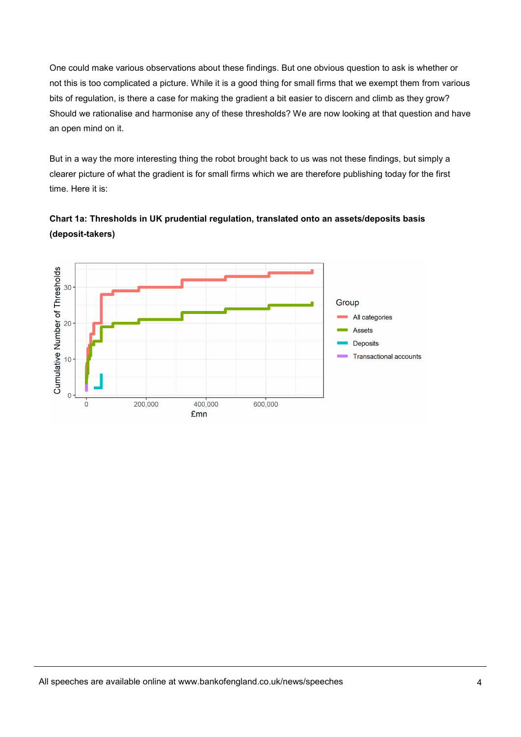One could make various observations about these findings. But one obvious question to ask is whether or not this is too complicated a picture. While it is a good thing for small firms that we exempt them from various bits of regulation, is there a case for making the gradient a bit easier to discern and climb as they grow? Should we rationalise and harmonise any of these thresholds? We are now looking at that question and have an open mind on it.

But in a way the more interesting thing the robot brought back to us was not these findings, but simply a clearer picture of what the gradient is for small firms which we are therefore publishing today for the first time. Here it is:

**Chart 1a: Thresholds in UK prudential regulation, translated onto an assets/deposits basis (deposit-takers)**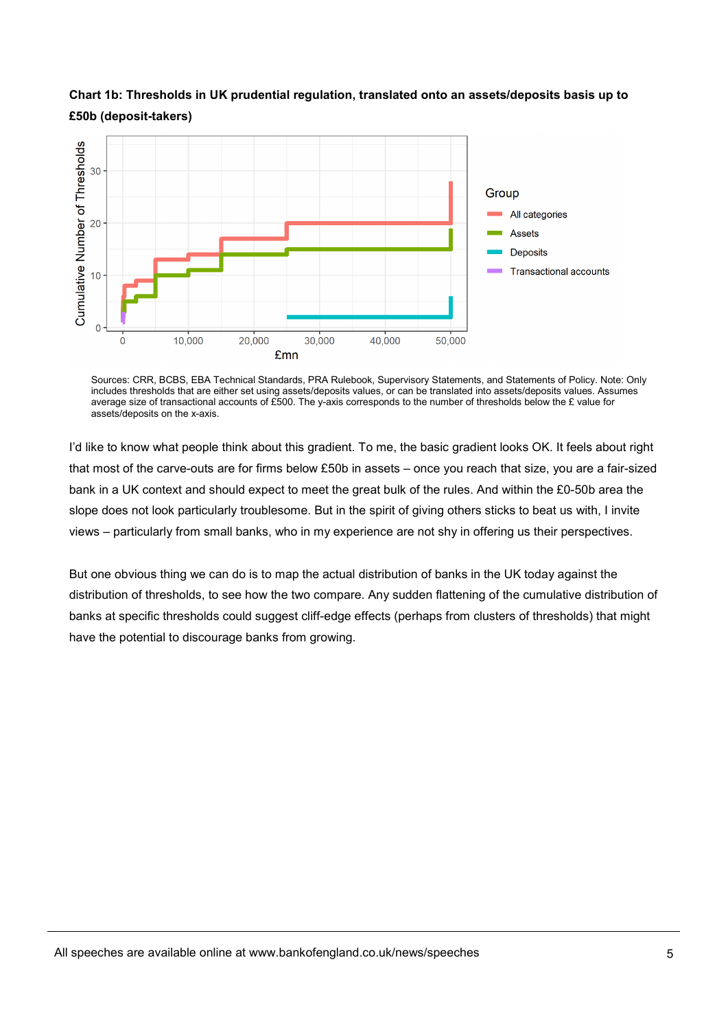**Chart 1b: Thresholds in UK prudential regulation, translated onto an assets/deposits basis up to £50b (deposit-takers)**

Sources: CRR, BCBS, EBA Technical Standards, PRA Rulebook, Supervisory Statements, and Statements of Policy. Note: Only includes thresholds that are either set using assets/deposits values, or can be translated into assets/deposits values. Assumes average size of transactional accounts of £500. The y-axis corresponds to the number of thresholds below the £ value for assets/deposits on the x-axis.

I'd like to know what people think about this gradient. To me, the basic gradient looks OK. It feels about right that most of the carve-outs are for firms below £50b in assets – once you reach that size, you are a fair-sized bank in a UK context and should expect to meet the great bulk of the rules. And within the £0-50b area the slope does not look particularly troublesome. But in the spirit of giving others sticks to beat us with, I invite views – particularly from small banks, who in my experience are not shy in offering us their perspectives.

But one obvious thing we can do is to map the actual distribution of banks in the UK today against the distribution of thresholds, to see how the two compare. Any sudden flattening of the cumulative distribution of banks at specific thresholds could suggest cliff-edge effects (perhaps from clusters of thresholds) that might have the potential to discourage banks from growing.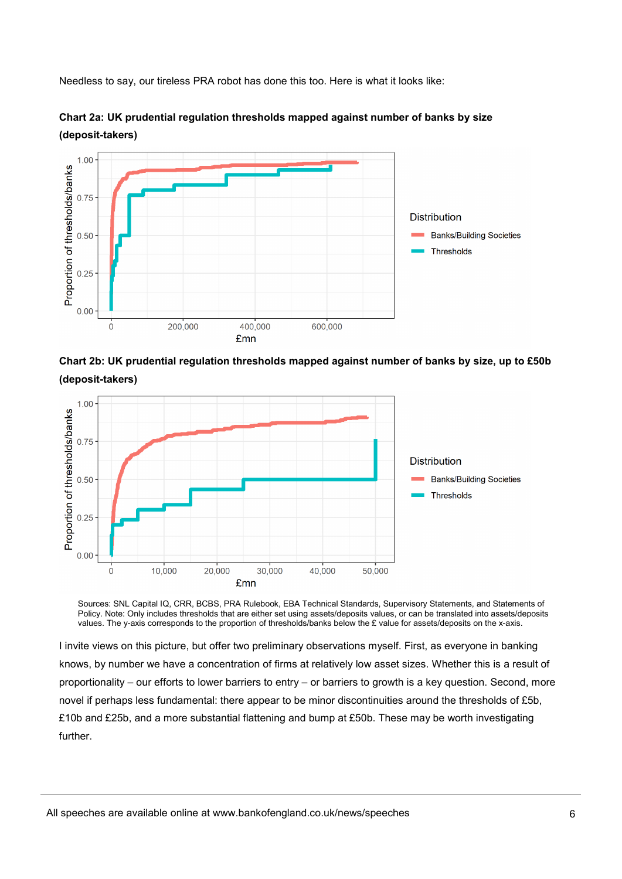Needless to say, our tireless PRA robot has done this too. Here is what it looks like:

**Chart 2a: UK prudential regulation thresholds mapped against number of banks by size (deposit-takers)**

**Chart 2b: UK prudential regulation thresholds mapped against number of banks by size, up to £50b (deposit-takers)**

Sources: SNL Capital IQ, CRR, BCBS, PRA Rulebook, EBA Technical Standards, Supervisory Statements, and Statements of Policy. Note: Only includes thresholds that are either set using assets/deposits values, or can be translated into assets/deposits values. The y-axis corresponds to the proportion of thresholds/banks below the £ value for assets/deposits on the x-axis.

I invite views on this picture, but offer two preliminary observations myself. First, as everyone in banking knows, by number we have a concentration of firms at relatively low asset sizes. Whether this is a result of proportionality – our efforts to lower barriers to entry – or barriers to growth is a key question. Second, more novel if perhaps less fundamental: there appear to be minor discontinuities around the thresholds of £5b, £10b and £25b, and a more substantial flattening and bump at £50b. These may be worth investigating further.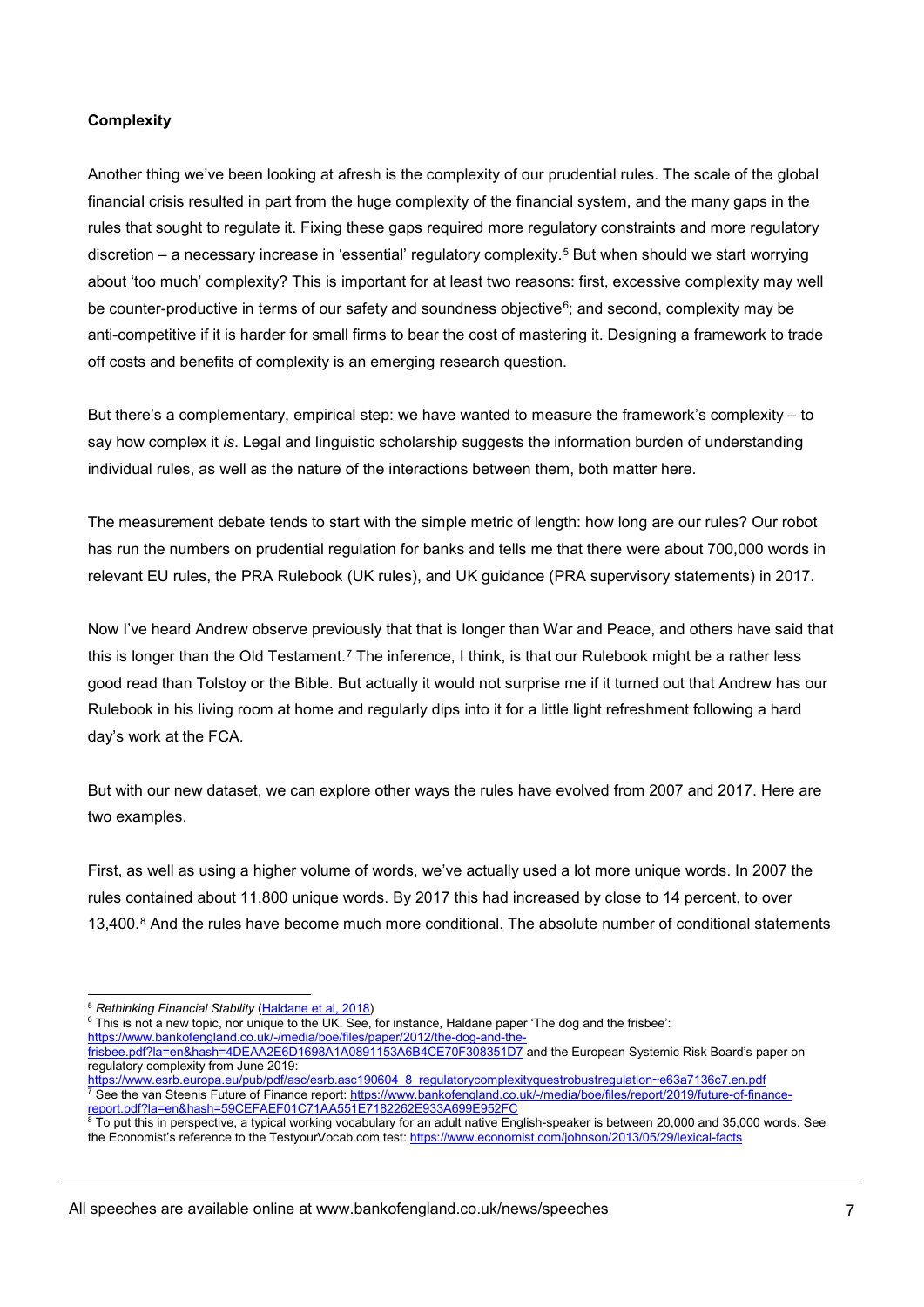**Complexity**

Another thing we've been looking at afresh is the complexity of our prudential rules. The scale of the global financial crisis resulted in part from the huge complexity of the financial system, and the many gaps in the rules that sought to regulate it. Fixing these gaps required more regulatory constraints and more regulatory discretion – a necessary increase in 'essential' regulatory complexity.[5] But when should we start worrying about 'too much' complexity? This is important for at least two reasons: first, excessive complexity may well be counter-productive in terms of our safety and soundness objective[6]; and second, complexity may be anti-competitive if it is harder for small firms to bear the cost of mastering it. Designing a framework to trade off costs and benefits of complexity is an emerging research question.

But there's a complementary, empirical step: we have wanted to measure the framework's complexity – to say how complex it *is*. Legal and linguistic scholarship suggests the information burden of understanding individual rules, as well as the nature of the interactions between them, both matter here.

The measurement debate tends to start with the simple metric of length: how long are our rules? Our robot has run the numbers on prudential regulation for banks and tells me that there were about 700,000 words in relevant EU rules, the PRA Rulebook (UK rules), and UK guidance (PRA supervisory statements) in 2017.

Now I've heard Andrew observe previously that that is longer than War and Peace, and others have said that this is longer than the Old Testament.[7] The inference, I think, is that our Rulebook might be a rather less good read than Tolstoy or the Bible. But actually it would not surprise me if it turned out that Andrew has our Rulebook in his living room at home and regularly dips into it for a little light refreshment following a hard day's work at the FCA.

But with our new dataset, we can explore other ways the rules have evolved from 2007 and 2017. Here are two examples.

First, as well as using a higher volume of words, we've actually used a lot more unique words. In 2007 the rules contained about 11,800 unique words. By 2017 this had increased by close to 14 percent, to over 13,400.[8] And the rules have become much more conditional. The absolute number of conditional statements

---

[5] *Rethinking Financial Stability* (Haldane et al, 2018)

[6] This is not a new topic, nor unique to the UK. See, for instance, Haldane paper 'The dog and the frisbee': https://www.bankofengland.co.uk/-/media/boe/files/paper/2012/the-dog-and-the-frisbee.pdf?la=en&hash=4DEAA2E6D1698A1A0891153A6B4CE70F308351D7 and the European Systemic Risk Board's paper on regulatory complexity from June 2019: https://www.esrb.europa.eu/pub/pdf/asc/esrb.asc190604_8_regulatorycomplexityquestrobustregulation~e63a7136c7.en.pdf

[7] See the van Steenis Future of Finance report: https://www.bankofengland.co.uk/-/media/boe/files/report/2019/future-of-finance-report.pdf?la=en&hash=59CEFAEF01C71AA551E7182262E933A699E952FC

[8] To put this in perspective, a typical working vocabulary for an adult native English-speaker is between 20,000 and 35,000 words. See the Economist's reference to the TestyourVocab.com test: https://www.economist.com/johnson/2013/05/29/lexical-facts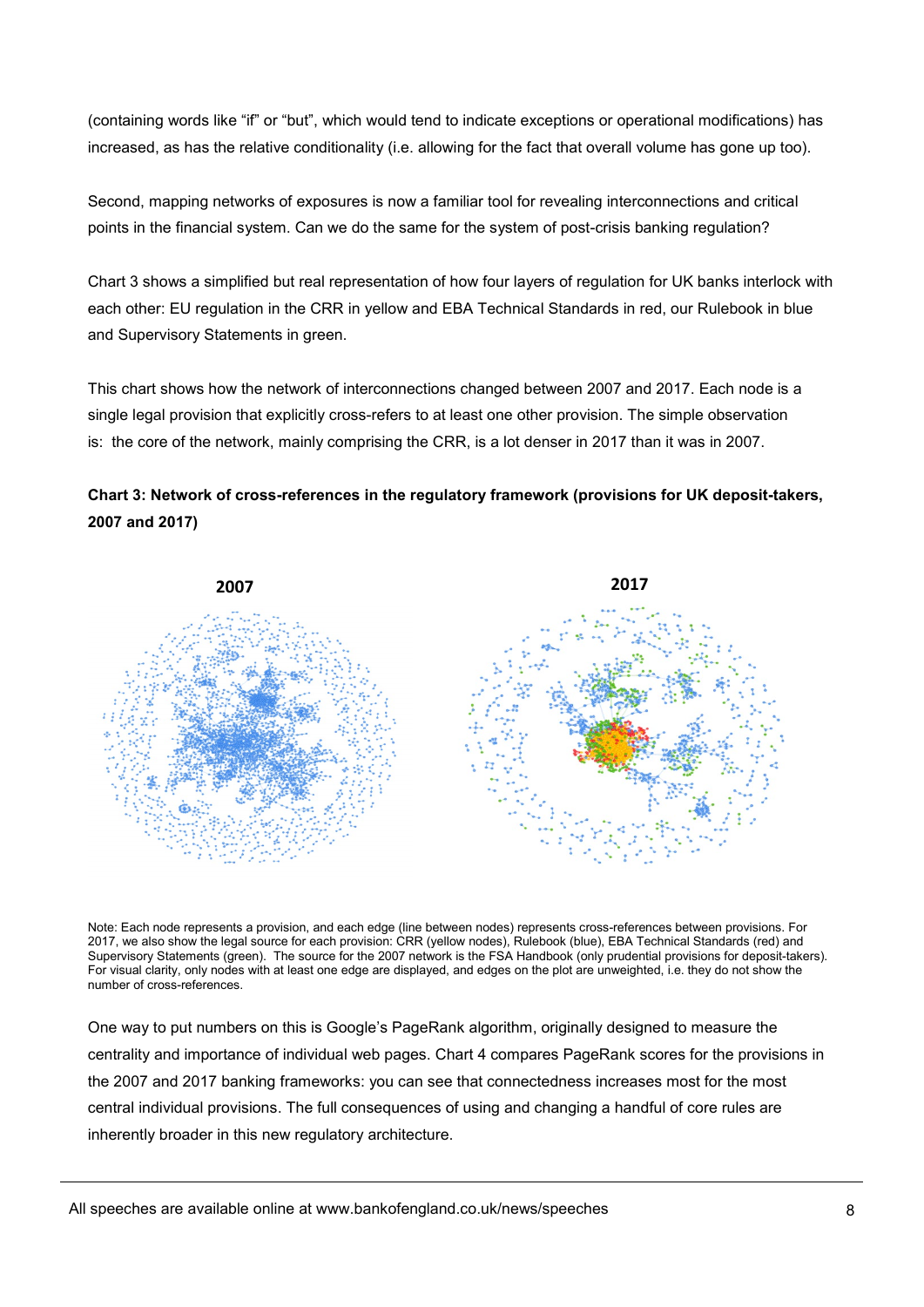(containing words like "if" or "but", which would tend to indicate exceptions or operational modifications) has increased, as has the relative conditionality (i.e. allowing for the fact that overall volume has gone up too).

Second, mapping networks of exposures is now a familiar tool for revealing interconnections and critical points in the financial system. Can we do the same for the system of post-crisis banking regulation?

Chart 3 shows a simplified but real representation of how four layers of regulation for UK banks interlock with each other: EU regulation in the CRR in yellow and EBA Technical Standards in red, our Rulebook in blue and Supervisory Statements in green.

This chart shows how the network of interconnections changed between 2007 and 2017. Each node is a single legal provision that explicitly cross-refers to at least one other provision. The simple observation is: the core of the network, mainly comprising the CRR, is a lot denser in 2017 than it was in 2007.

**Chart 3: Network of cross-references in the regulatory framework (provisions for UK deposit-takers, 2007 and 2017)**

**2007** **2017**

Note: Each node represents a provision, and each edge (line between nodes) represents cross-references between provisions. For 2017, we also show the legal source for each provision: CRR (yellow nodes), Rulebook (blue), EBA Technical Standards (red) and Supervisory Statements (green). The source for the 2007 network is the FSA Handbook (only prudential provisions for deposit-takers). For visual clarity, only nodes with at least one edge are displayed, and edges on the plot are unweighted, i.e. they do not show the number of cross-references.

One way to put numbers on this is Google's PageRank algorithm, originally designed to measure the centrality and importance of individual web pages. Chart 4 compares PageRank scores for the provisions in the 2007 and 2017 banking frameworks: you can see that connectedness increases most for the most central individual provisions. The full consequences of using and changing a handful of core rules are inherently broader in this new regulatory architecture.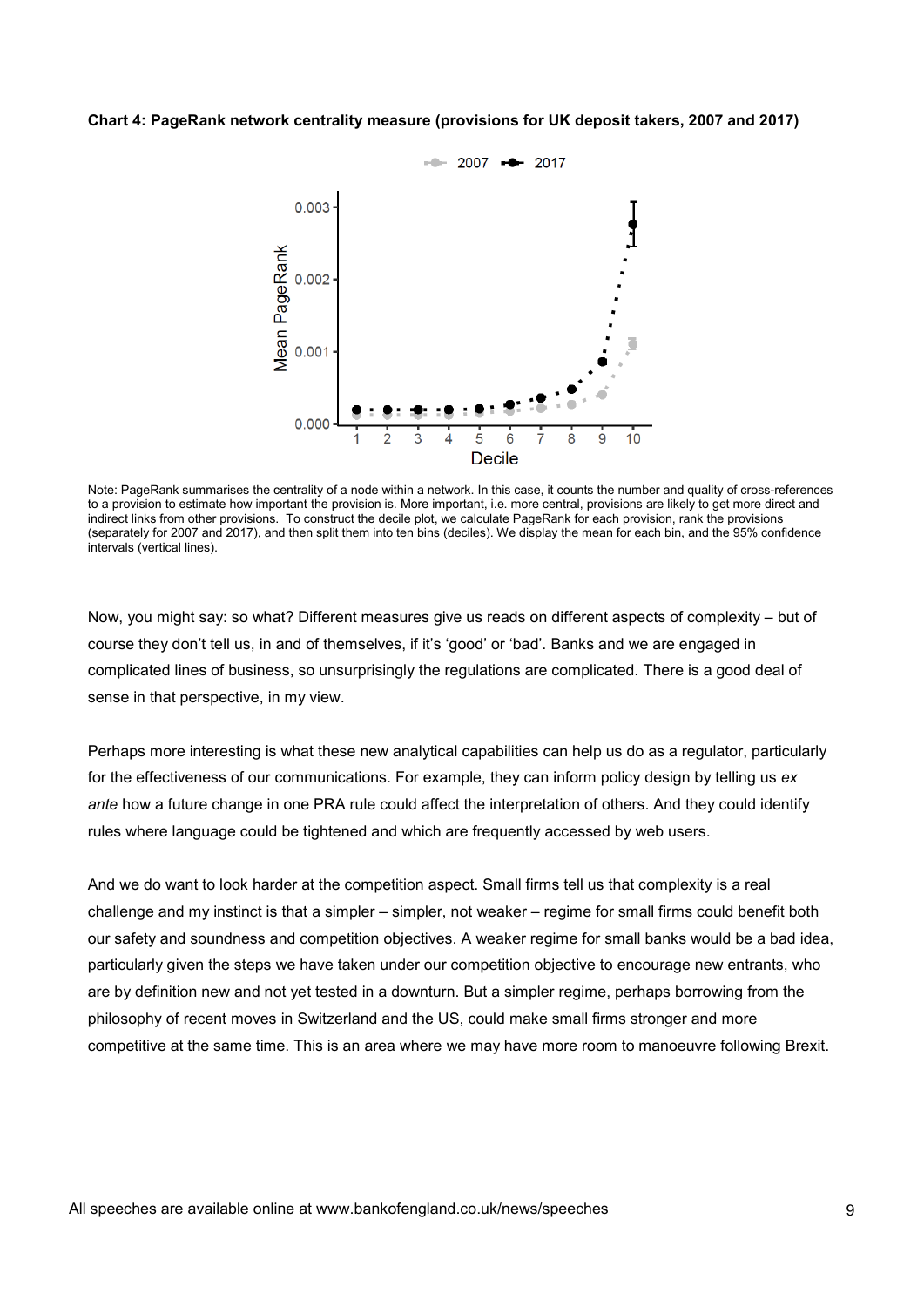**Chart 4: PageRank network centrality measure (provisions for UK deposit takers, 2007 and 2017)**

Note: PageRank summarises the centrality of a node within a network. In this case, it counts the number and quality of cross-references to a provision to estimate how important the provision is. More important, i.e. more central, provisions are likely to get more direct and indirect links from other provisions. To construct the decile plot, we calculate PageRank for each provision, rank the provisions (separately for 2007 and 2017), and then split them into ten bins (deciles). We display the mean for each bin, and the 95% confidence intervals (vertical lines).

Now, you might say: so what? Different measures give us reads on different aspects of complexity – but of course they don't tell us, in and of themselves, if it's 'good' or 'bad'. Banks and we are engaged in complicated lines of business, so unsurprisingly the regulations are complicated. There is a good deal of sense in that perspective, in my view.

Perhaps more interesting is what these new analytical capabilities can help us do as a regulator, particularly for the effectiveness of our communications. For example, they can inform policy design by telling us *ex ante* how a future change in one PRA rule could affect the interpretation of others. And they could identify rules where language could be tightened and which are frequently accessed by web users.

And we do want to look harder at the competition aspect. Small firms tell us that complexity is a real challenge and my instinct is that a simpler – simpler, not weaker – regime for small firms could benefit both our safety and soundness and competition objectives. A weaker regime for small banks would be a bad idea, particularly given the steps we have taken under our competition objective to encourage new entrants, who are by definition new and not yet tested in a downturn. But a simpler regime, perhaps borrowing from the philosophy of recent moves in Switzerland and the US, could make small firms stronger and more competitive at the same time. This is an area where we may have more room to manoeuvre following Brexit.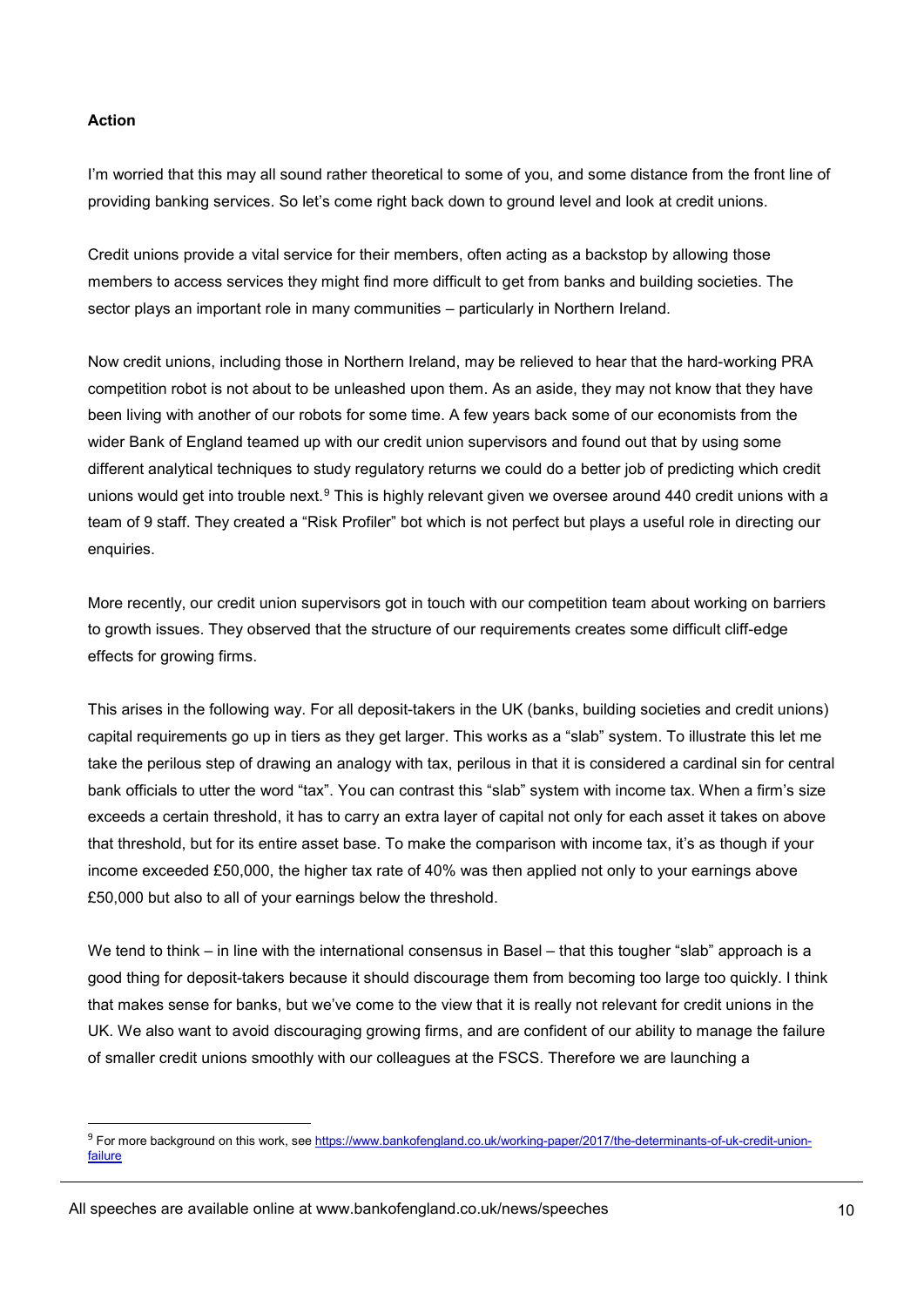**Action**

I'm worried that this may all sound rather theoretical to some of you, and some distance from the front line of providing banking services. So let's come right back down to ground level and look at credit unions.

Credit unions provide a vital service for their members, often acting as a backstop by allowing those members to access services they might find more difficult to get from banks and building societies. The sector plays an important role in many communities – particularly in Northern Ireland.

Now credit unions, including those in Northern Ireland, may be relieved to hear that the hard-working PRA competition robot is not about to be unleashed upon them. As an aside, they may not know that they have been living with another of our robots for some time. A few years back some of our economists from the wider Bank of England teamed up with our credit union supervisors and found out that by using some different analytical techniques to study regulatory returns we could do a better job of predicting which credit unions would get into trouble next.[9] This is highly relevant given we oversee around 440 credit unions with a team of 9 staff. They created a "Risk Profiler" bot which is not perfect but plays a useful role in directing our enquiries.

More recently, our credit union supervisors got in touch with our competition team about working on barriers to growth issues. They observed that the structure of our requirements creates some difficult cliff-edge effects for growing firms.

This arises in the following way. For all deposit-takers in the UK (banks, building societies and credit unions) capital requirements go up in tiers as they get larger. This works as a "slab" system. To illustrate this let me take the perilous step of drawing an analogy with tax, perilous in that it is considered a cardinal sin for central bank officials to utter the word "tax". You can contrast this "slab" system with income tax. When a firm's size exceeds a certain threshold, it has to carry an extra layer of capital not only for each asset it takes on above that threshold, but for its entire asset base. To make the comparison with income tax, it's as though if your income exceeded £50,000, the higher tax rate of 40% was then applied not only to your earnings above £50,000 but also to all of your earnings below the threshold.

We tend to think – in line with the international consensus in Basel – that this tougher "slab" approach is a good thing for deposit-takers because it should discourage them from becoming too large too quickly. I think that makes sense for banks, but we've come to the view that it is really not relevant for credit unions in the UK. We also want to avoid discouraging growing firms, and are confident of our ability to manage the failure of smaller credit unions smoothly with our colleagues at the FSCS. Therefore we are launching a

[9] For more background on this work, see https://www.bankofengland.co.uk/working-paper/2017/the-determinants-of-uk-credit-union-failure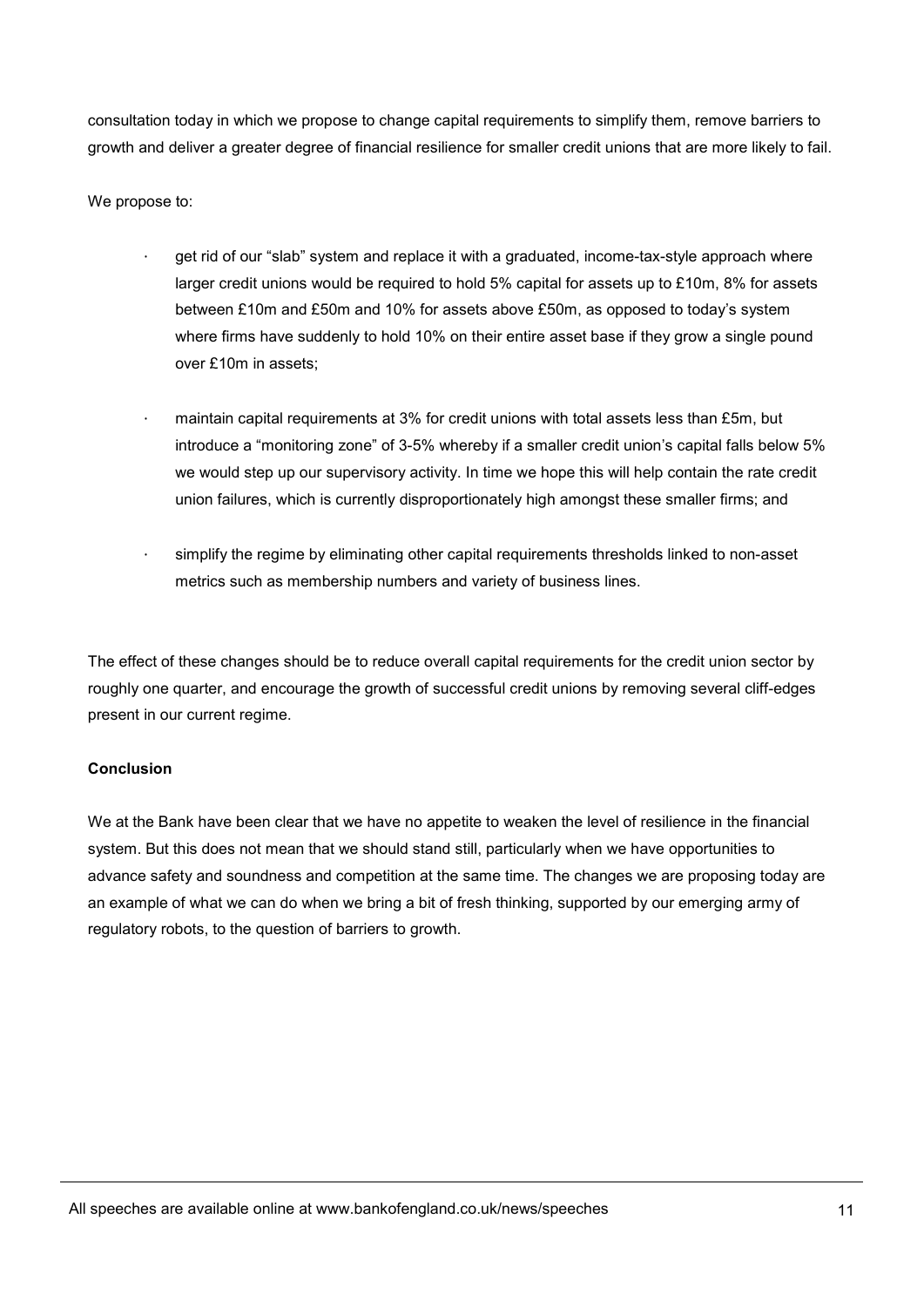consultation today in which we propose to change capital requirements to simplify them, remove barriers to growth and deliver a greater degree of financial resilience for smaller credit unions that are more likely to fail.

We propose to:

- get rid of our "slab" system and replace it with a graduated, income-tax-style approach where larger credit unions would be required to hold 5% capital for assets up to £10m, 8% for assets between £10m and £50m and 10% for assets above £50m, as opposed to today's system where firms have suddenly to hold 10% on their entire asset base if they grow a single pound over £10m in assets;

- maintain capital requirements at 3% for credit unions with total assets less than £5m, but introduce a "monitoring zone" of 3-5% whereby if a smaller credit union's capital falls below 5% we would step up our supervisory activity. In time we hope this will help contain the rate credit union failures, which is currently disproportionately high amongst these smaller firms; and

- simplify the regime by eliminating other capital requirements thresholds linked to non-asset metrics such as membership numbers and variety of business lines.

The effect of these changes should be to reduce overall capital requirements for the credit union sector by roughly one quarter, and encourage the growth of successful credit unions by removing several cliff-edges present in our current regime.

**Conclusion**

We at the Bank have been clear that we have no appetite to weaken the level of resilience in the financial system. But this does not mean that we should stand still, particularly when we have opportunities to advance safety and soundness and competition at the same time. The changes we are proposing today are an example of what we can do when we bring a bit of fresh thinking, supported by our emerging army of regulatory robots, to the question of barriers to growth.